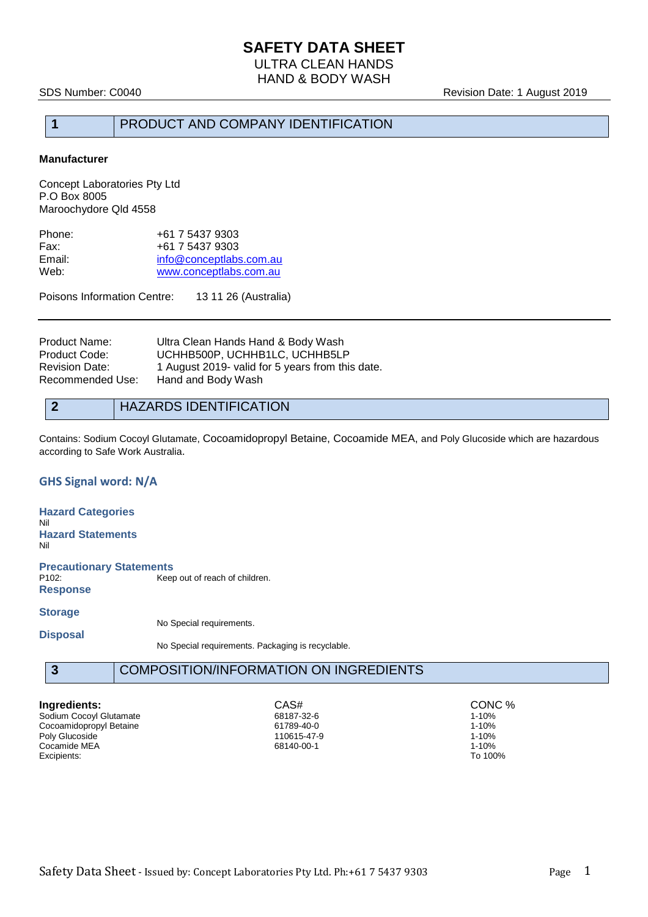# SAFETY DATA SHEET

ULTRA CLEAN HANDS
HAND & BODY WASH

SDS Number: C0040 Revision Date: 1 August 2019

## 1 PRODUCT AND COMPANY IDENTIFICATION

**Manufacturer**

Concept Laboratories Pty Ltd
P.O Box 8005
Maroochydore Qld 4558

| | |
|---|---|
| Phone: | +61 7 5437 9303 |
| Fax: | +61 7 5437 9303 |
| Email: | info@conceptlabs.com.au |
| Web: | www.conceptlabs.com.au |

Poisons Information Centre: 13 11 26 (Australia)

| | |
|---|---|
| Product Name: | Ultra Clean Hands Hand & Body Wash |
| Product Code: | UCHHB500P, UCHHB1LC, UCHHB5LP |
| Revision Date: | 1 August 2019- valid for 5 years from this date. |
| Recommended Use: | Hand and Body Wash |

## 2 HAZARDS IDENTIFICATION

Contains: Sodium Cocoyl Glutamate, Cocoamidopropyl Betaine, Cocoamide MEA, and Poly Glucoside which are hazardous according to Safe Work Australia.

### GHS Signal word: N/A

**Hazard Categories**

Nil

**Hazard Statements**

Nil

**Precautionary Statements**

P102: Keep out of reach of children.

**Response**

**Storage**

No Special requirements.

**Disposal**

No Special requirements. Packaging is recyclable.

## 3 COMPOSITION/INFORMATION ON INGREDIENTS

| Ingredients: | CAS# | CONC % |
|---|---|---|
| Sodium Cocoyl Glutamate | 68187-32-6 | 1-10% |
| Cocoamidopropyl Betaine | 61789-40-0 | 1-10% |
| Poly Glucoside | 110615-47-9 | 1-10% |
| Cocamide MEA | 68140-00-1 | 1-10% |
| Excipients: | | To 100% |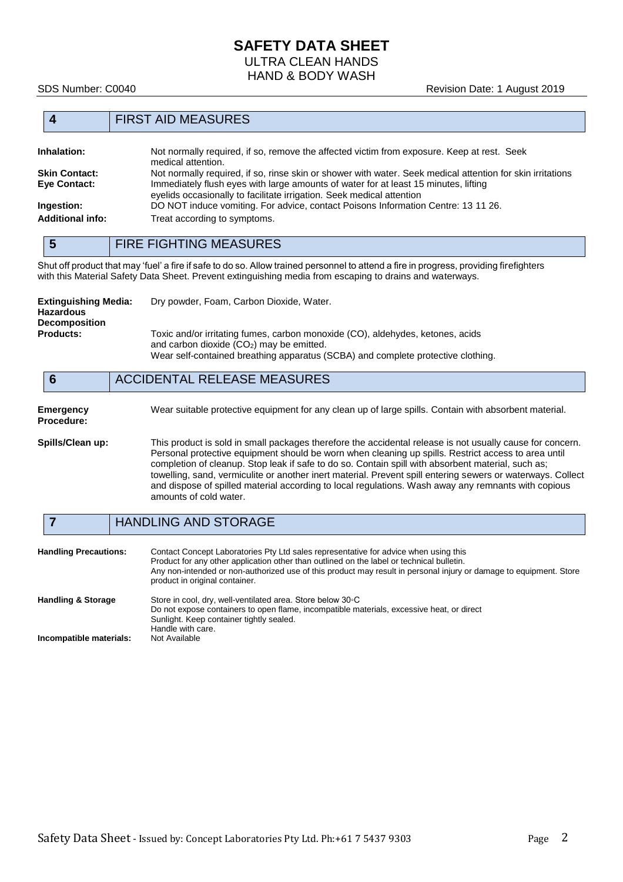## 4 FIRST AID MEASURES

**Inhalation:** Not normally required, if so, remove the affected victim from exposure. Keep at rest. Seek medical attention.

**Skin Contact:** Not normally required, if so, rinse skin or shower with water. Seek medical attention for skin irritations

**Eye Contact:** Immediately flush eyes with large amounts of water for at least 15 minutes, lifting eyelids occasionally to facilitate irrigation. Seek medical attention

**Ingestion:** DO NOT induce vomiting. For advice, contact Poisons Information Centre: 13 11 26.

**Additional info:** Treat according to symptoms.

## 5 FIRE FIGHTING MEASURES

Shut off product that may 'fuel' a fire if safe to do so. Allow trained personnel to attend a fire in progress, providing firefighters with this Material Safety Data Sheet. Prevent extinguishing media from escaping to drains and waterways.

**Extinguishing Media:** Dry powder, Foam, Carbon Dioxide, Water.

**Hazardous Decomposition Products:** Toxic and/or irritating fumes, carbon monoxide (CO), aldehydes, ketones, acids and carbon dioxide ($CO_2$) may be emitted.
Wear self-contained breathing apparatus (SCBA) and complete protective clothing.

## 6 ACCIDENTAL RELEASE MEASURES

**Emergency Procedure:** Wear suitable protective equipment for any clean up of large spills. Contain with absorbent material.

**Spills/Clean up:** This product is sold in small packages therefore the accidental release is not usually cause for concern. Personal protective equipment should be worn when cleaning up spills. Restrict access to area until completion of cleanup. Stop leak if safe to do so. Contain spill with absorbent material, such as; towelling, sand, vermiculite or another inert material. Prevent spill entering sewers or waterways. Collect and dispose of spilled material according to local regulations. Wash away any remnants with copious amounts of cold water.

## 7 HANDLING AND STORAGE

**Handling Precautions:** Contact Concept Laboratories Pty Ltd sales representative for advice when using this Product for any other application other than outlined on the label or technical bulletin.
Any non-intended or non-authorized use of this product may result in personal injury or damage to equipment. Store product in original container.

**Handling & Storage** Store in cool, dry, well-ventilated area. Store below 30◦C
Do not expose containers to open flame, incompatible materials, excessive heat, or direct Sunlight. Keep container tightly sealed.
Handle with care.

**Incompatible materials:** Not Available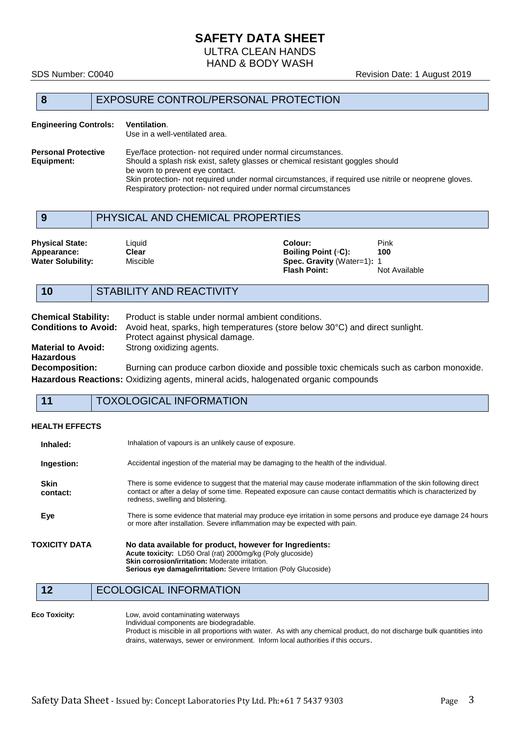## 8 EXPOSURE CONTROL/PERSONAL PROTECTION

**Engineering Controls:** **Ventilation**.
Use in a well-ventilated area.

**Personal Protective Equipment:** Eye/face protection- not required under normal circumstances.
Should a splash risk exist, safety glasses or chemical resistant goggles should be worn to prevent eye contact.
Skin protection- not required under normal circumstances, if required use nitrile or neoprene gloves.
Respiratory protection- not required under normal circumstances

## 9 PHYSICAL AND CHEMICAL PROPERTIES

| | | | |
|---|---|---|---|
| **Physical State:** | Liquid | **Colour:** | Pink |
| **Appearance:** | **Clear** | **Boiling Point (◦C):** | **100** |
| **Water Solubility:** | Miscible | **Spec. Gravity** (Water=1): | 1 |
| | | **Flash Point:** | Not Available |

## 10 STABILITY AND REACTIVITY

**Chemical Stability:** Product is stable under normal ambient conditions.
**Conditions to Avoid:** Avoid heat, sparks, high temperatures (store below 30°C) and direct sunlight. Protect against physical damage.
**Material to Avoid:** Strong oxidizing agents.
**Hazardous Decomposition:** Burning can produce carbon dioxide and possible toxic chemicals such as carbon monoxide.
**Hazardous Reactions:** Oxidizing agents, mineral acids, halogenated organic compounds

## 11 TOXOLOGICAL INFORMATION

**HEALTH EFFECTS**

**Inhaled:** Inhalation of vapours is an unlikely cause of exposure.

**Ingestion:** Accidental ingestion of the material may be damaging to the health of the individual.

**Skin contact:** There is some evidence to suggest that the material may cause moderate inflammation of the skin following direct contact or after a delay of some time. Repeated exposure can cause contact dermatitis which is characterized by redness, swelling and blistering.

**Eye** There is some evidence that material may produce eye irritation in some persons and produce eye damage 24 hours or more after installation. Severe inflammation may be expected with pain.

**TOXICITY DATA** **No data available for product, however for Ingredients:**
**Acute toxicity:** LD50 Oral (rat) 2000mg/kg (Poly glucoside)
**Skin corrosion/irritation:** Moderate irritation.
**Serious eye damage/irritation:** Severe Irritation (Poly Glucoside)

## 12 ECOLOGICAL INFORMATION

**Eco Toxicity:** Low, avoid contaminating waterways
Individual components are biodegradable.
Product is miscible in all proportions with water. As with any chemical product, do not discharge bulk quantities into drains, waterways, sewer or environment. Inform local authorities if this occurs.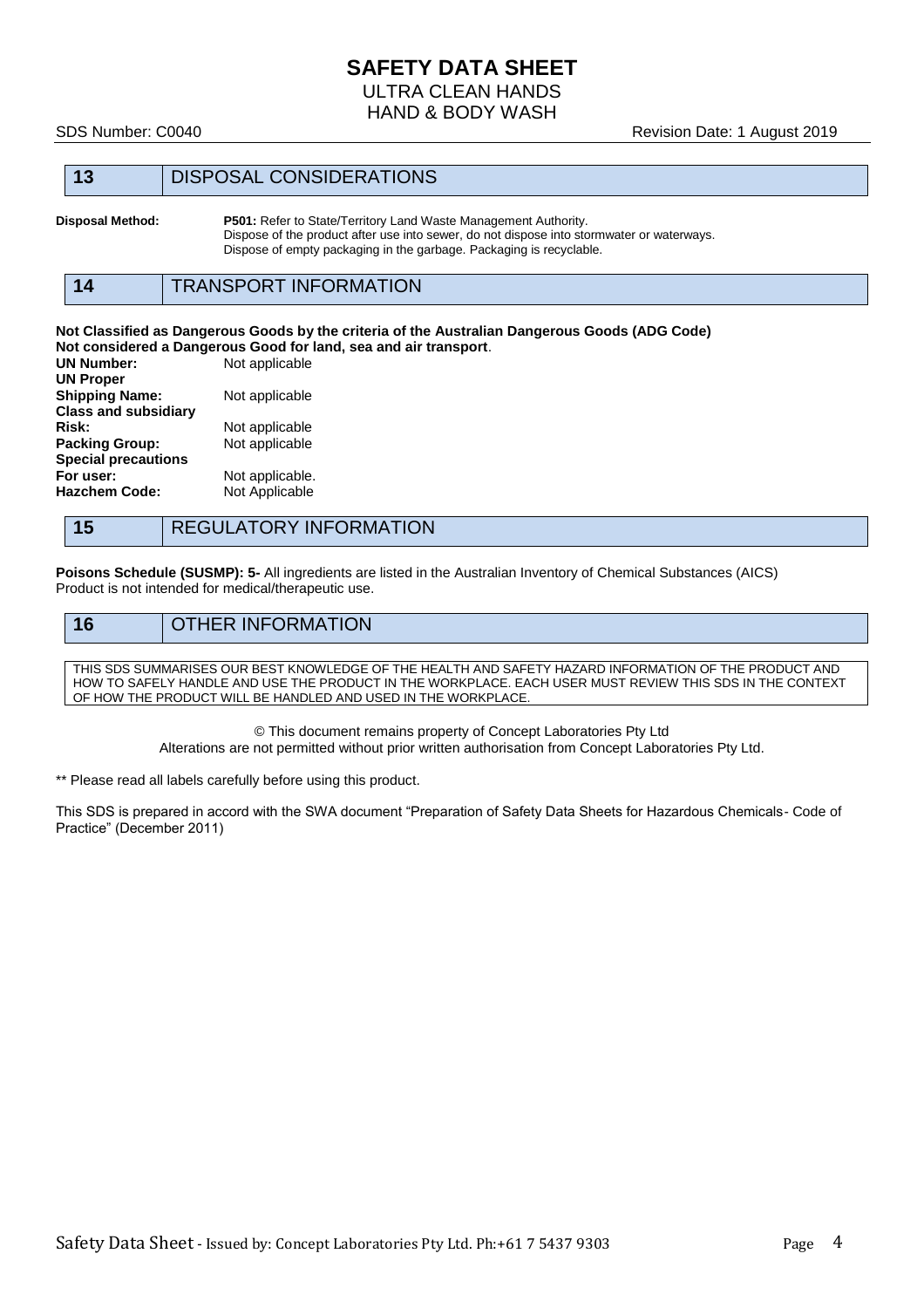## 13 DISPOSAL CONSIDERATIONS

**Disposal Method:** **P501:** Refer to State/Territory Land Waste Management Authority.
Dispose of the product after use into sewer, do not dispose into stormwater or waterways.
Dispose of empty packaging in the garbage. Packaging is recyclable.

## 14 TRANSPORT INFORMATION

**Not Classified as Dangerous Goods by the criteria of the Australian Dangerous Goods (ADG Code)**
**Not considered a Dangerous Good for land, sea and air transport**.

| | |
|---|---|
| **UN Number:** | Not applicable |
| **UN Proper Shipping Name:** | Not applicable |
| **Class and subsidiary Risk:** | Not applicable |
| **Packing Group:** | Not applicable |
| **Special precautions For user:** | Not applicable. |
| **Hazchem Code:** | Not Applicable |

## 15 REGULATORY INFORMATION

**Poisons Schedule (SUSMP): 5-** All ingredients are listed in the Australian Inventory of Chemical Substances (AICS)
Product is not intended for medical/therapeutic use.

## 16 OTHER INFORMATION

THIS SDS SUMMARISES OUR BEST KNOWLEDGE OF THE HEALTH AND SAFETY HAZARD INFORMATION OF THE PRODUCT AND HOW TO SAFELY HANDLE AND USE THE PRODUCT IN THE WORKPLACE. EACH USER MUST REVIEW THIS SDS IN THE CONTEXT OF HOW THE PRODUCT WILL BE HANDLED AND USED IN THE WORKPLACE.

© This document remains property of Concept Laboratories Pty Ltd
Alterations are not permitted without prior written authorisation from Concept Laboratories Pty Ltd.

** Please read all labels carefully before using this product.

This SDS is prepared in accord with the SWA document "Preparation of Safety Data Sheets for Hazardous Chemicals- Code of Practice" (December 2011)